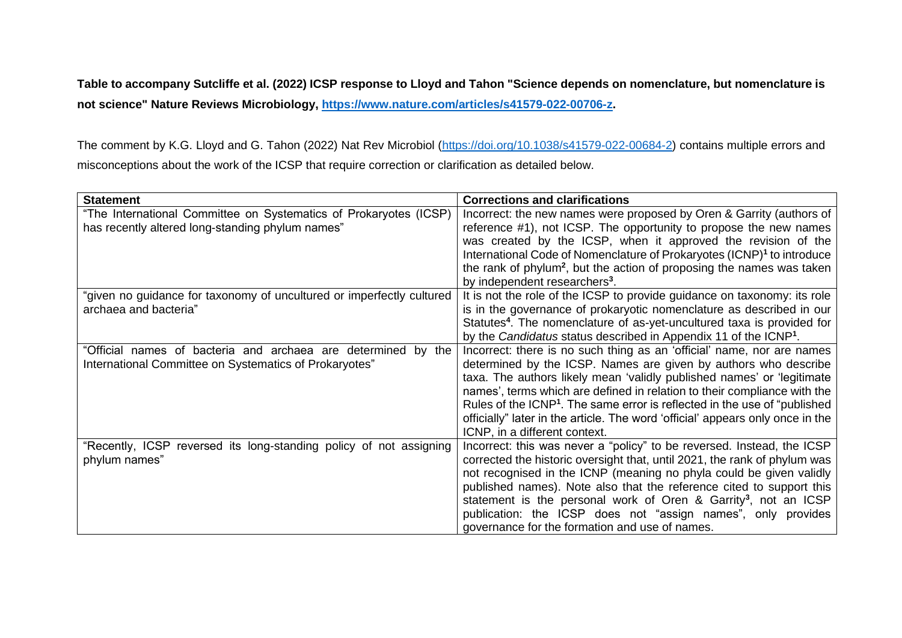**Table to accompany Sutcliffe et al. (2022) ICSP response to Lloyd and Tahon "Science depends on nomenclature, but nomenclature is not science" Nature Reviews Microbiology, https://www.nature.com/articles/s41579-022-00706-z.**

The comment by K.G. Lloyd and G. Tahon (2022) Nat Rev Microbiol (https://doi.org/10.1038/s41579-022-00684-2) contains multiple errors and misconceptions about the work of the ICSP that require correction or clarification as detailed below.

| Statement | Corrections and clarifications |
|---|---|
| "The International Committee on Systematics of Prokaryotes (ICSP) has recently altered long-standing phylum names" | Incorrect: the new names were proposed by Oren & Garrity (authors of reference #1), not ICSP. The opportunity to propose the new names was created by the ICSP, when it approved the revision of the International Code of Nomenclature of Prokaryotes (ICNP)[1] to introduce the rank of phylum[2], but the action of proposing the names was taken by independent researchers[3]. |
| "given no guidance for taxonomy of uncultured or imperfectly cultured archaea and bacteria" | It is not the role of the ICSP to provide guidance on taxonomy: its role is in the governance of prokaryotic nomenclature as described in our Statutes[4]. The nomenclature of as-yet-uncultured taxa is provided for by the *Candidatus* status described in Appendix 11 of the ICNP[1]. |
| "Official names of bacteria and archaea are determined by the International Committee on Systematics of Prokaryotes" | Incorrect: there is no such thing as an 'official' name, nor are names determined by the ICSP. Names are given by authors who describe taxa. The authors likely mean 'validly published names' or 'legitimate names', terms which are defined in relation to their compliance with the Rules of the ICNP[1]. The same error is reflected in the use of "published officially" later in the article. The word 'official' appears only once in the ICNP, in a different context. |
| "Recently, ICSP reversed its long-standing policy of not assigning phylum names" | Incorrect: this was never a "policy" to be reversed. Instead, the ICSP corrected the historic oversight that, until 2021, the rank of phylum was not recognised in the ICNP (meaning no phyla could be given validly published names). Note also that the reference cited to support this statement is the personal work of Oren & Garrity[3], not an ICSP publication: the ICSP does not "assign names", only provides governance for the formation and use of names. |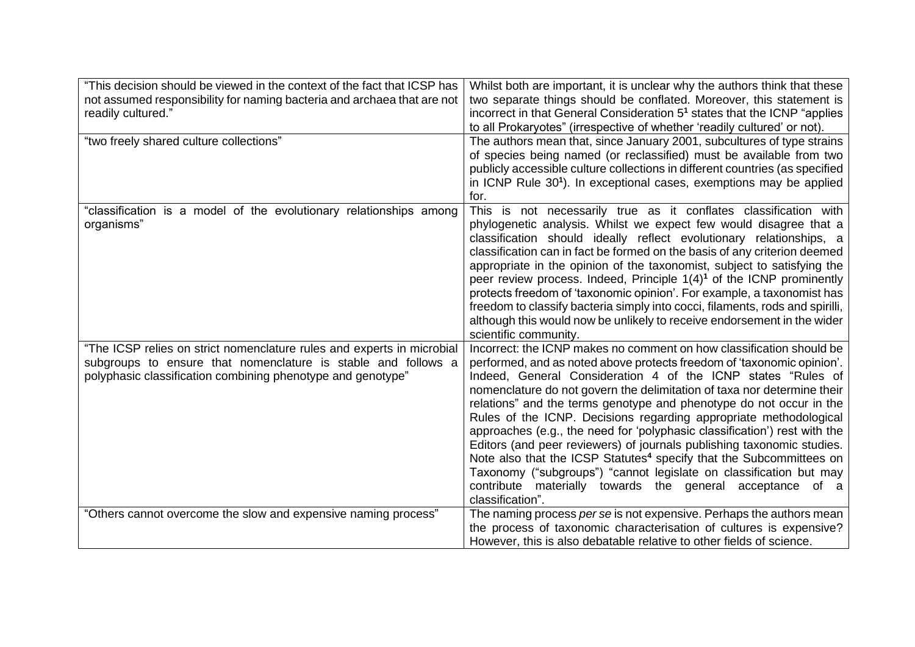| | |
|---|---|
| "This decision should be viewed in the context of the fact that ICSP has not assumed responsibility for naming bacteria and archaea that are not readily cultured." | Whilst both are important, it is unclear why the authors think that these two separate things should be conflated. Moreover, this statement is incorrect in that General Consideration 5[1] states that the ICNP "applies to all Prokaryotes" (irrespective of whether 'readily cultured' or not). |
| "two freely shared culture collections" | The authors mean that, since January 2001, subcultures of type strains of species being named (or reclassified) must be available from two publicly accessible culture collections in different countries (as specified in ICNP Rule 30[1]). In exceptional cases, exemptions may be applied for. |
| "classification is a model of the evolutionary relationships among organisms" | This is not necessarily true as it conflates classification with phylogenetic analysis. Whilst we expect few would disagree that a classification should ideally reflect evolutionary relationships, a classification can in fact be formed on the basis of any criterion deemed appropriate in the opinion of the taxonomist, subject to satisfying the peer review process. Indeed, Principle 1(4)[1] of the ICNP prominently protects freedom of 'taxonomic opinion'. For example, a taxonomist has freedom to classify bacteria simply into cocci, filaments, rods and spirilli, although this would now be unlikely to receive endorsement in the wider scientific community. |
| "The ICSP relies on strict nomenclature rules and experts in microbial subgroups to ensure that nomenclature is stable and follows a polyphasic classification combining phenotype and genotype" | Incorrect: the ICNP makes no comment on how classification should be performed, and as noted above protects freedom of 'taxonomic opinion'. Indeed, General Consideration 4 of the ICNP states "Rules of nomenclature do not govern the delimitation of taxa nor determine their relations" and the terms genotype and phenotype do not occur in the Rules of the ICNP. Decisions regarding appropriate methodological approaches (e.g., the need for 'polyphasic classification') rest with the Editors (and peer reviewers) of journals publishing taxonomic studies. Note also that the ICSP Statutes[4] specify that the Subcommittees on Taxonomy ("subgroups") "cannot legislate on classification but may contribute materially towards the general acceptance of a classification". |
| "Others cannot overcome the slow and expensive naming process" | The naming process *per se* is not expensive. Perhaps the authors mean the process of taxonomic characterisation of cultures is expensive? However, this is also debatable relative to other fields of science. |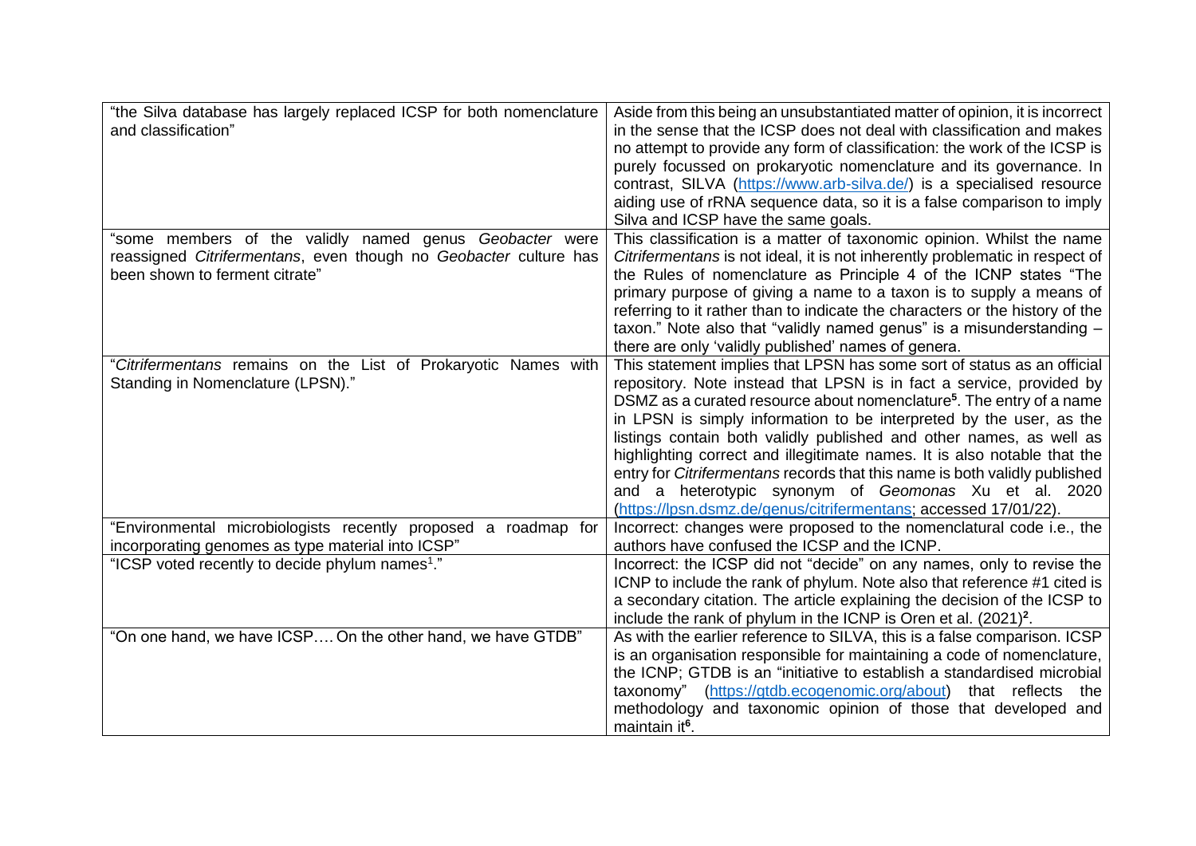| | |
|---|---|
| "the Silva database has largely replaced ICSP for both nomenclature and classification" | Aside from this being an unsubstantiated matter of opinion, it is incorrect in the sense that the ICSP does not deal with classification and makes no attempt to provide any form of classification: the work of the ICSP is purely focussed on prokaryotic nomenclature and its governance. In contrast, SILVA (https://www.arb-silva.de/) is a specialised resource aiding use of rRNA sequence data, so it is a false comparison to imply Silva and ICSP have the same goals. |
| "some members of the validly named genus *Geobacter* were reassigned *Citrifermentans*, even though no *Geobacter* culture has been shown to ferment citrate" | This classification is a matter of taxonomic opinion. Whilst the name *Citrifermentans* is not ideal, it is not inherently problematic in respect of the Rules of nomenclature as Principle 4 of the ICNP states "The primary purpose of giving a name to a taxon is to supply a means of referring to it rather than to indicate the characters or the history of the taxon." Note also that "validly named genus" is a misunderstanding – there are only 'validly published' names of genera. |
| "*Citrifermentans* remains on the List of Prokaryotic Names with Standing in Nomenclature (LPSN)." | This statement implies that LPSN has some sort of status as an official repository. Note instead that LPSN is in fact a service, provided by DSMZ as a curated resource about nomenclature[5]. The entry of a name in LPSN is simply information to be interpreted by the user, as the listings contain both validly published and other names, as well as highlighting correct and illegitimate names. It is also notable that the entry for *Citrifermentans* records that this name is both validly published and a heterotypic synonym of *Geomonas* Xu et al. 2020 (https://lpsn.dsmz.de/genus/citrifermentans; accessed 17/01/22). |
| "Environmental microbiologists recently proposed a roadmap for incorporating genomes as type material into ICSP" | Incorrect: changes were proposed to the nomenclatural code i.e., the authors have confused the ICSP and the ICNP. |
| "ICSP voted recently to decide phylum names[1]." | Incorrect: the ICSP did not "decide" on any names, only to revise the ICNP to include the rank of phylum. Note also that reference #1 cited is a secondary citation. The article explaining the decision of the ICSP to include the rank of phylum in the ICNP is Oren et al. (2021)[2]. |
| "On one hand, we have ICSP…. On the other hand, we have GTDB" | As with the earlier reference to SILVA, this is a false comparison. ICSP is an organisation responsible for maintaining a code of nomenclature, the ICNP; GTDB is an "initiative to establish a standardised microbial taxonomy" (https://gtdb.ecogenomic.org/about) that reflects the methodology and taxonomic opinion of those that developed and maintain it[6]. |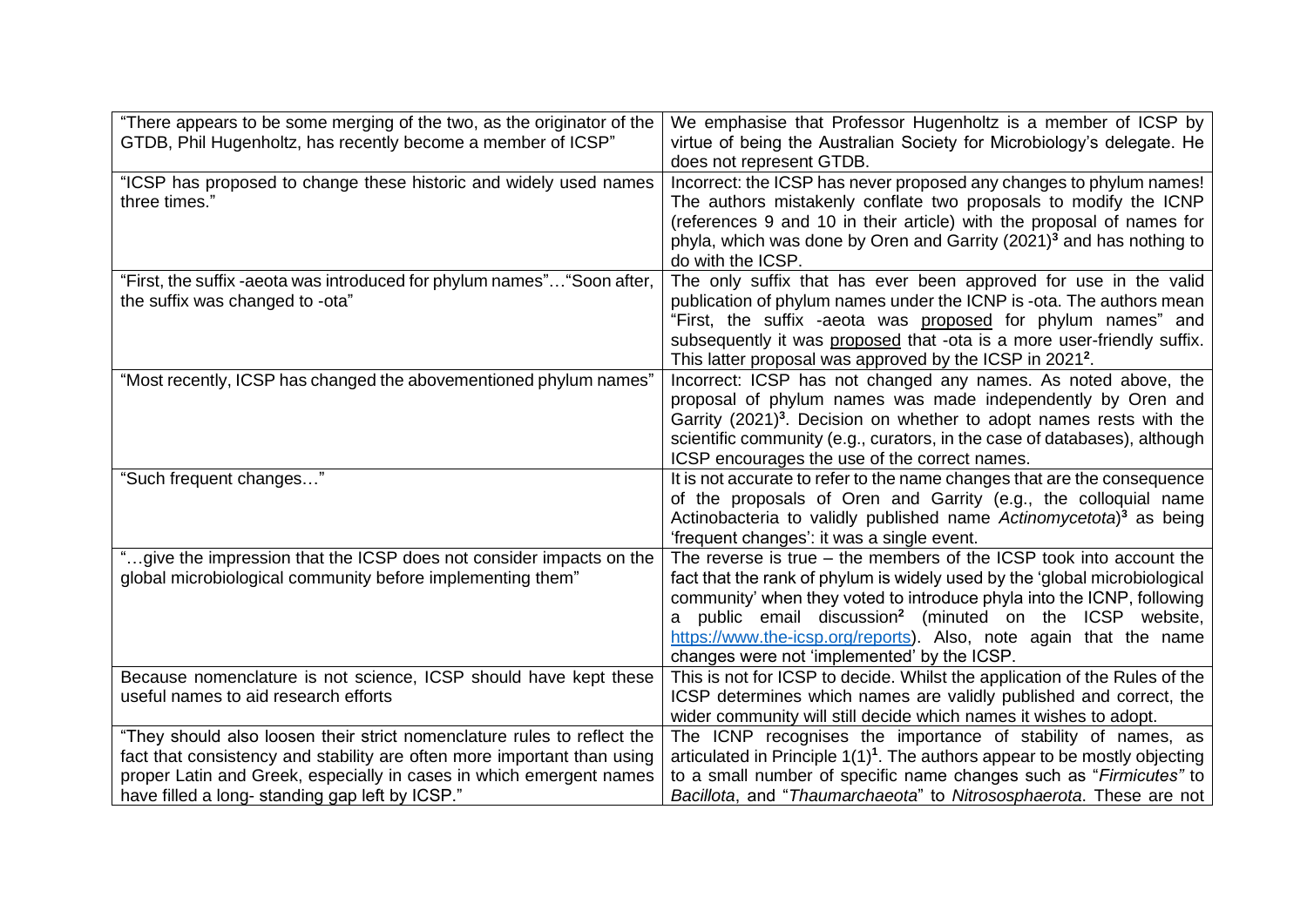| | |
|---|---|
| "There appears to be some merging of the two, as the originator of the GTDB, Phil Hugenholtz, has recently become a member of ICSP" | We emphasise that Professor Hugenholtz is a member of ICSP by virtue of being the Australian Society for Microbiology's delegate. He does not represent GTDB. |
| "ICSP has proposed to change these historic and widely used names three times." | Incorrect: the ICSP has never proposed any changes to phylum names! The authors mistakenly conflate two proposals to modify the ICNP (references 9 and 10 in their article) with the proposal of names for phyla, which was done by Oren and Garrity (2021)[3] and has nothing to do with the ICSP. |
| "First, the suffix -aeota was introduced for phylum names"…"Soon after, the suffix was changed to -ota" | The only suffix that has ever been approved for use in the valid publication of phylum names under the ICNP is -ota. The authors mean "First, the suffix -aeota was <u>proposed</u> for phylum names" and subsequently it was <u>proposed</u> that -ota is a more user-friendly suffix. This latter proposal was approved by the ICSP in 2021[2]. |
| "Most recently, ICSP has changed the abovementioned phylum names" | Incorrect: ICSP has not changed any names. As noted above, the proposal of phylum names was made independently by Oren and Garrity (2021)[3]. Decision on whether to adopt names rests with the scientific community (e.g., curators, in the case of databases), although ICSP encourages the use of the correct names. |
| "Such frequent changes…" | It is not accurate to refer to the name changes that are the consequence of the proposals of Oren and Garrity (e.g., the colloquial name Actinobacteria to validly published name *Actinomycetota*)[3] as being 'frequent changes': it was a single event. |
| "…give the impression that the ICSP does not consider impacts on the global microbiological community before implementing them" | The reverse is true – the members of the ICSP took into account the fact that the rank of phylum is widely used by the 'global microbiological community' when they voted to introduce phyla into the ICNP, following a public email discussion[2] (minuted on the ICSP website, https://www.the-icsp.org/reports). Also, note again that the name changes were not 'implemented' by the ICSP. |
| Because nomenclature is not science, ICSP should have kept these useful names to aid research efforts | This is not for ICSP to decide. Whilst the application of the Rules of the ICSP determines which names are validly published and correct, the wider community will still decide which names it wishes to adopt. |
| "They should also loosen their strict nomenclature rules to reflect the fact that consistency and stability are often more important than using proper Latin and Greek, especially in cases in which emergent names have filled a long- standing gap left by ICSP." | The ICNP recognises the importance of stability of names, as articulated in Principle 1(1)[1]. The authors appear to be mostly objecting to a small number of specific name changes such as "*Firmicutes"* to *Bacillota*, and "*Thaumarchaeota*" to *Nitrososphaerota*. These are not |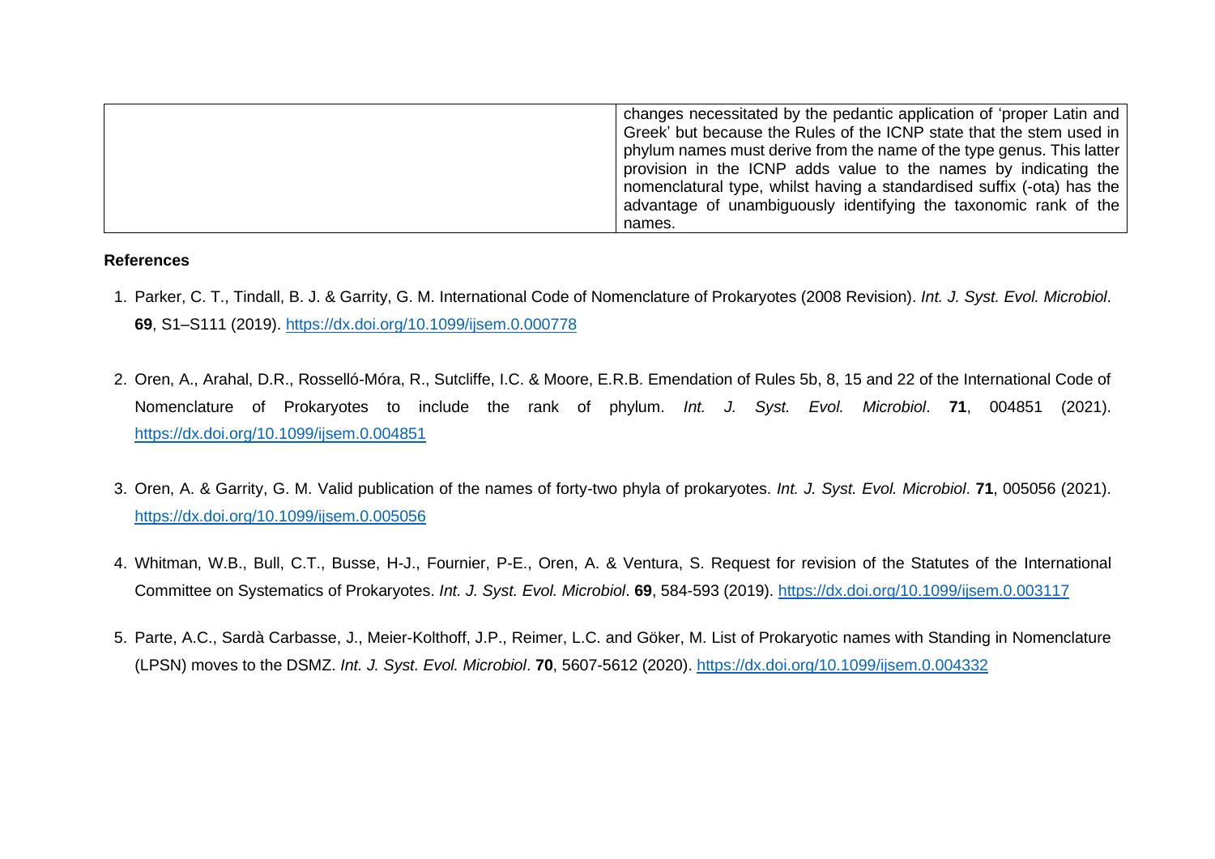|  | changes necessitated by the pedantic application of 'proper Latin and Greek' but because the Rules of the ICNP state that the stem used in phylum names must derive from the name of the type genus. This latter provision in the ICNP adds value to the names by indicating the nomenclatural type, whilst having a standardised suffix (-ota) has the advantage of unambiguously identifying the taxonomic rank of the names. |
|---|---|

**References**

1. Parker, C. T., Tindall, B. J. & Garrity, G. M. International Code of Nomenclature of Prokaryotes (2008 Revision). *Int. J. Syst. Evol. Microbiol*. **69**, S1–S111 (2019). https://dx.doi.org/10.1099/ijsem.0.000778

2. Oren, A., Arahal, D.R., Rosselló-Móra, R., Sutcliffe, I.C. & Moore, E.R.B. Emendation of Rules 5b, 8, 15 and 22 of the International Code of Nomenclature of Prokaryotes to include the rank of phylum. *Int. J. Syst. Evol. Microbiol*. **71**, 004851 (2021). https://dx.doi.org/10.1099/ijsem.0.004851

3. Oren, A. & Garrity, G. M. Valid publication of the names of forty-two phyla of prokaryotes. *Int. J. Syst. Evol. Microbiol*. **71**, 005056 (2021). https://dx.doi.org/10.1099/ijsem.0.005056

4. Whitman, W.B., Bull, C.T., Busse, H-J., Fournier, P-E., Oren, A. & Ventura, S. Request for revision of the Statutes of the International Committee on Systematics of Prokaryotes. *Int. J. Syst. Evol. Microbiol*. **69**, 584-593 (2019). https://dx.doi.org/10.1099/ijsem.0.003117

5. Parte, A.C., Sardà Carbasse, J., Meier-Kolthoff, J.P., Reimer, L.C. and Göker, M. List of Prokaryotic names with Standing in Nomenclature (LPSN) moves to the DSMZ. *Int. J. Syst. Evol. Microbiol*. **70**, 5607-5612 (2020). https://dx.doi.org/10.1099/ijsem.0.004332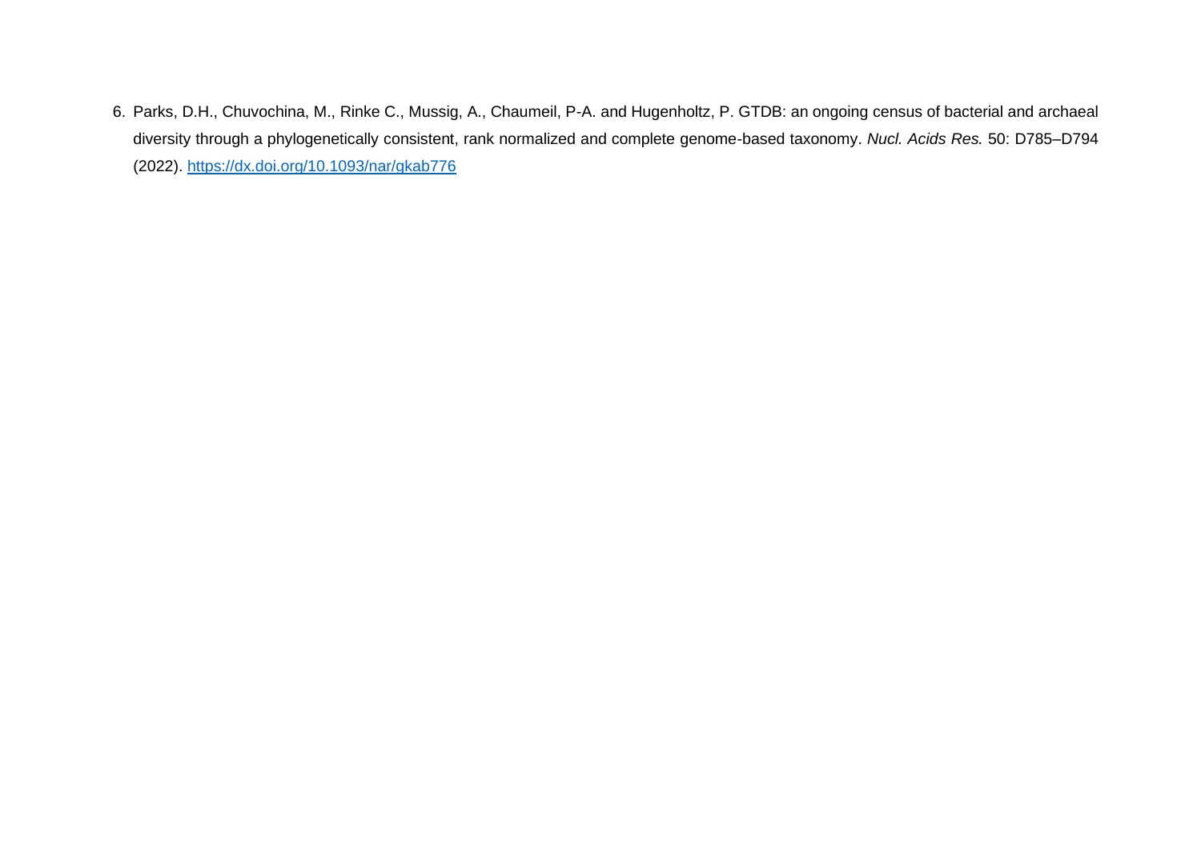6. Parks, D.H., Chuvochina, M., Rinke C., Mussig, A., Chaumeil, P-A. and Hugenholtz, P. GTDB: an ongoing census of bacterial and archaeal diversity through a phylogenetically consistent, rank normalized and complete genome-based taxonomy. *Nucl. Acids Res.* 50: D785–D794 (2022). [https://dx.doi.org/10.1093/nar/gkab776](https://dx.doi.org/10.1093/nar/gkab776)